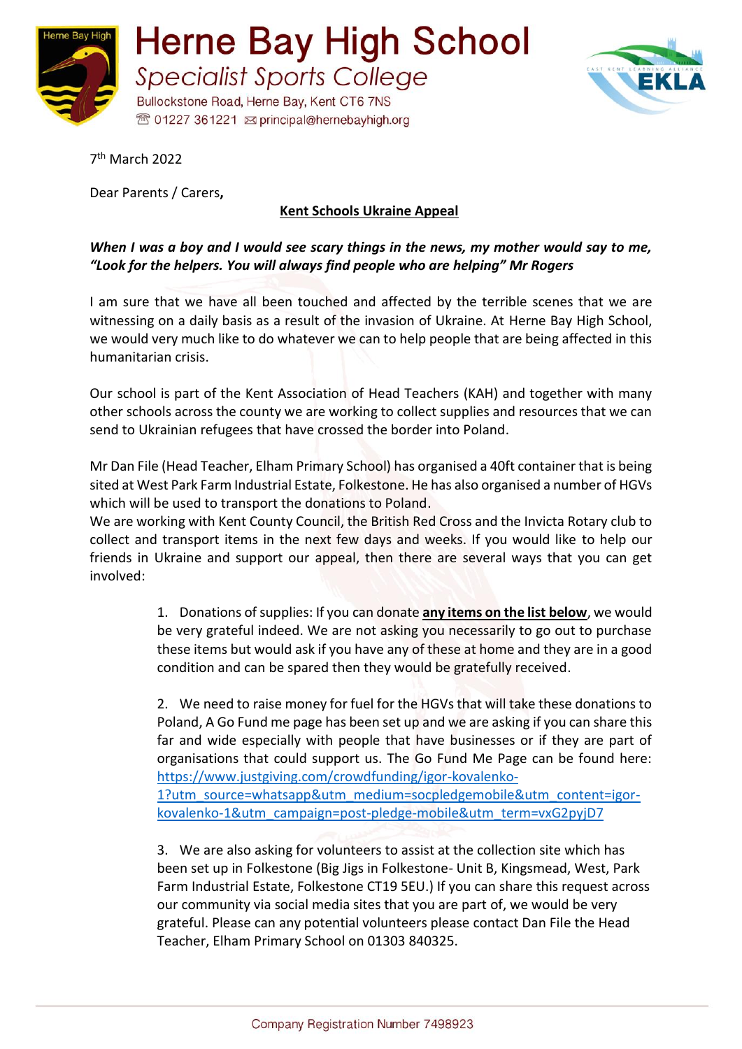# Herne Bay High School

## Specialist Sports College

Bullockstone Road, Herne Bay, Kent CT6 7NS
01227 361221 principal@hernebayhigh.org

7th March 2022

Dear Parents / Carers,

**Kent Schools Ukraine Appeal**

***When I was a boy and I would see scary things in the news, my mother would say to me, "Look for the helpers. You will always find people who are helping" Mr Rogers***

I am sure that we have all been touched and affected by the terrible scenes that we are witnessing on a daily basis as a result of the invasion of Ukraine. At Herne Bay High School, we would very much like to do whatever we can to help people that are being affected in this humanitarian crisis.

Our school is part of the Kent Association of Head Teachers (KAH) and together with many other schools across the county we are working to collect supplies and resources that we can send to Ukrainian refugees that have crossed the border into Poland.

Mr Dan File (Head Teacher, Elham Primary School) has organised a 40ft container that is being sited at West Park Farm Industrial Estate, Folkestone. He has also organised a number of HGVs which will be used to transport the donations to Poland.
We are working with Kent County Council, the British Red Cross and the Invicta Rotary club to collect and transport items in the next few days and weeks. If you would like to help our friends in Ukraine and support our appeal, then there are several ways that you can get involved:

1. Donations of supplies: If you can donate **any items on the list below**, we would be very grateful indeed. We are not asking you necessarily to go out to purchase these items but would ask if you have any of these at home and they are in a good condition and can be spared then they would be gratefully received.

2. We need to raise money for fuel for the HGVs that will take these donations to Poland, A Go Fund me page has been set up and we are asking if you can share this far and wide especially with people that have businesses or if they are part of organisations that could support us. The Go Fund Me Page can be found here: https://www.justgiving.com/crowdfunding/igor-kovalenko-1?utm_source=whatsapp&utm_medium=socpledgemobile&utm_content=igor-kovalenko-1&utm_campaign=post-pledge-mobile&utm_term=vxG2pyjD7

3. We are also asking for volunteers to assist at the collection site which has been set up in Folkestone (Big Jigs in Folkestone- Unit B, Kingsmead, West, Park Farm Industrial Estate, Folkestone CT19 5EU.) If you can share this request across our community via social media sites that you are part of, we would be very grateful. Please can any potential volunteers please contact Dan File the Head Teacher, Elham Primary School on 01303 840325.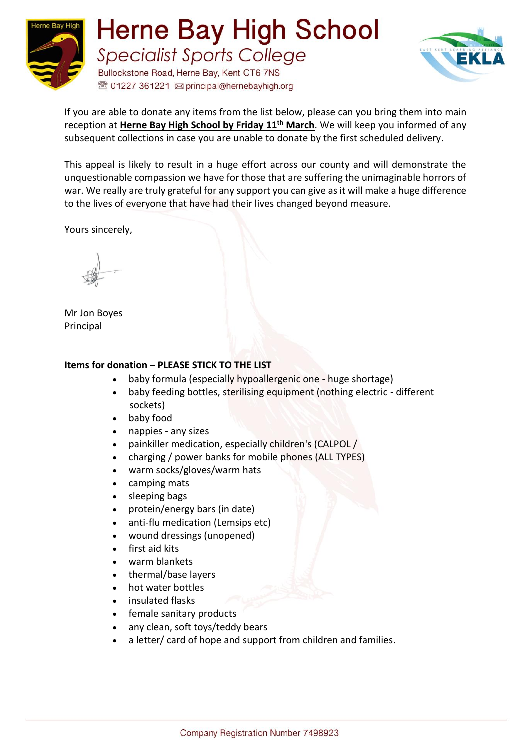# Herne Bay High School

*Specialist Sports College*

Bullockstone Road, Herne Bay, Kent CT6 7NS
01227 361221 principal@hernebayhigh.org

If you are able to donate any items from the list below, please can you bring them into main reception at **Herne Bay High School by Friday 11th March**. We will keep you informed of any subsequent collections in case you are unable to donate by the first scheduled delivery.

This appeal is likely to result in a huge effort across our county and will demonstrate the unquestionable compassion we have for those that are suffering the unimaginable horrors of war. We really are truly grateful for any support you can give as it will make a huge difference to the lives of everyone that have had their lives changed beyond measure.

Yours sincerely,

Mr Jon Boyes
Principal

**Items for donation – PLEASE STICK TO THE LIST**

- baby formula (especially hypoallergenic one - huge shortage)
- baby feeding bottles, sterilising equipment (nothing electric - different sockets)
- baby food
- nappies - any sizes
- painkiller medication, especially children's (CALPOL /
- charging / power banks for mobile phones (ALL TYPES)
- warm socks/gloves/warm hats
- camping mats
- sleeping bags
- protein/energy bars (in date)
- anti-flu medication (Lemsips etc)
- wound dressings (unopened)
- first aid kits
- warm blankets
- thermal/base layers
- hot water bottles
- insulated flasks
- female sanitary products
- any clean, soft toys/teddy bears
- a letter/ card of hope and support from children and families.

Company Registration Number 7498923